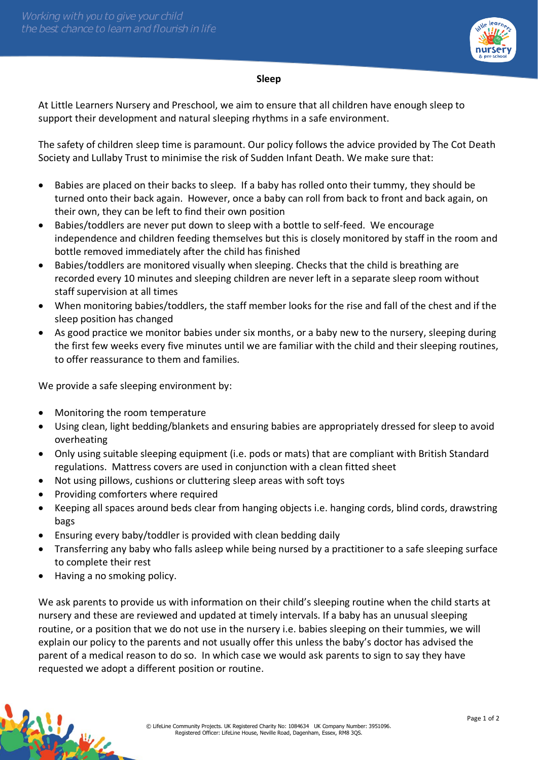# Sleep

At Little Learners Nursery and Preschool, we aim to ensure that all children have enough sleep to support their development and natural sleeping rhythms in a safe environment.

The safety of children sleep time is paramount. Our policy follows the advice provided by The Cot Death Society and Lullaby Trust to minimise the risk of Sudden Infant Death. We make sure that:

- Babies are placed on their backs to sleep. If a baby has rolled onto their tummy, they should be turned onto their back again. However, once a baby can roll from back to front and back again, on their own, they can be left to find their own position
- Babies/toddlers are never put down to sleep with a bottle to self-feed. We encourage independence and children feeding themselves but this is closely monitored by staff in the room and bottle removed immediately after the child has finished
- Babies/toddlers are monitored visually when sleeping. Checks that the child is breathing are recorded every 10 minutes and sleeping children are never left in a separate sleep room without staff supervision at all times
- When monitoring babies/toddlers, the staff member looks for the rise and fall of the chest and if the sleep position has changed
- As good practice we monitor babies under six months, or a baby new to the nursery, sleeping during the first few weeks every five minutes until we are familiar with the child and their sleeping routines, to offer reassurance to them and families.

We provide a safe sleeping environment by:

- Monitoring the room temperature
- Using clean, light bedding/blankets and ensuring babies are appropriately dressed for sleep to avoid overheating
- Only using suitable sleeping equipment (i.e. pods or mats) that are compliant with British Standard regulations. Mattress covers are used in conjunction with a clean fitted sheet
- Not using pillows, cushions or cluttering sleep areas with soft toys
- Providing comforters where required
- Keeping all spaces around beds clear from hanging objects i.e. hanging cords, blind cords, drawstring bags
- Ensuring every baby/toddler is provided with clean bedding daily
- Transferring any baby who falls asleep while being nursed by a practitioner to a safe sleeping surface to complete their rest
- Having a no smoking policy.

We ask parents to provide us with information on their child's sleeping routine when the child starts at nursery and these are reviewed and updated at timely intervals. If a baby has an unusual sleeping routine, or a position that we do not use in the nursery i.e. babies sleeping on their tummies, we will explain our policy to the parents and not usually offer this unless the baby's doctor has advised the parent of a medical reason to do so. In which case we would ask parents to sign to say they have requested we adopt a different position or routine.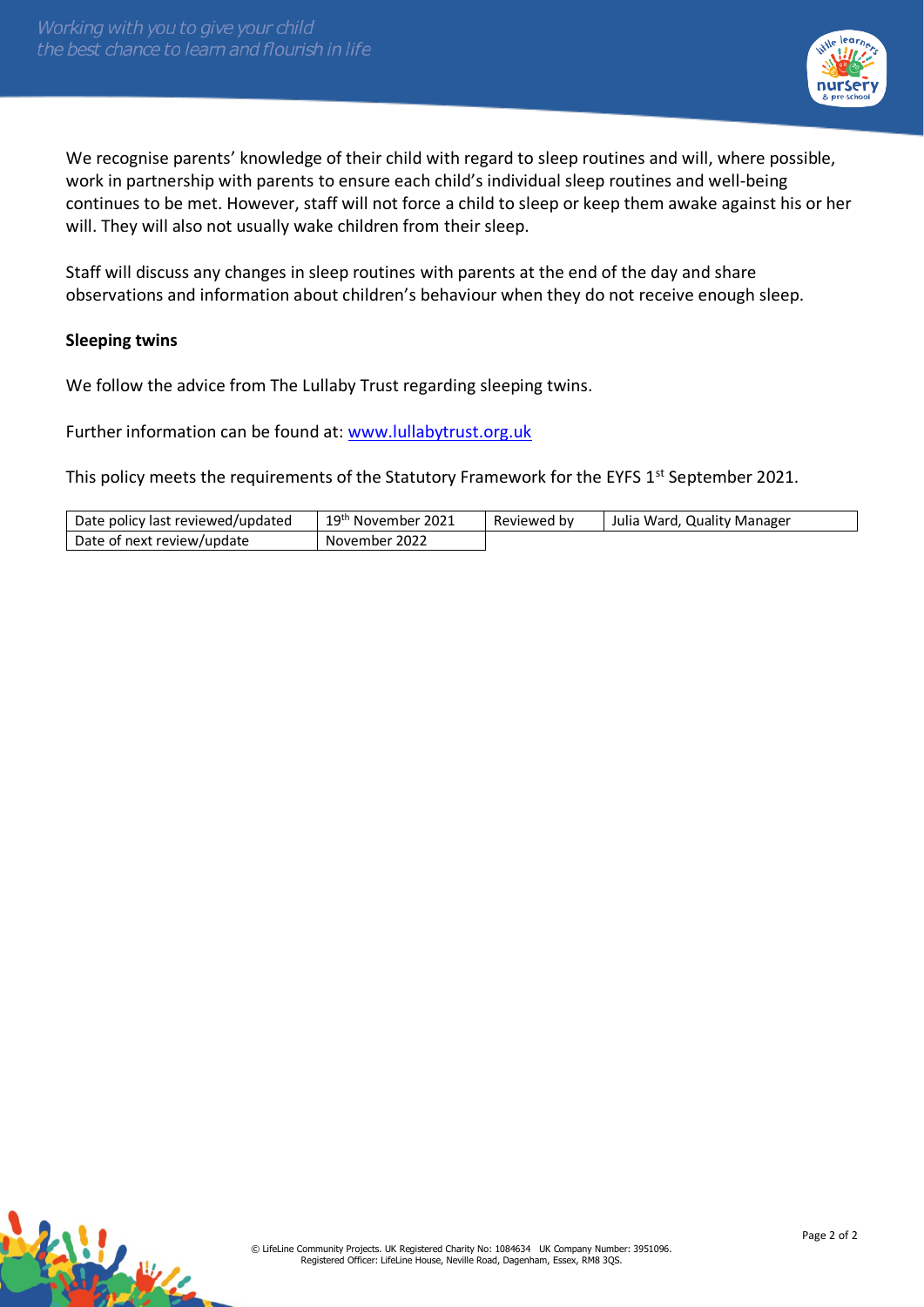We recognise parents' knowledge of their child with regard to sleep routines and will, where possible, work in partnership with parents to ensure each child's individual sleep routines and well-being continues to be met. However, staff will not force a child to sleep or keep them awake against his or her will. They will also not usually wake children from their sleep.

Staff will discuss any changes in sleep routines with parents at the end of the day and share observations and information about children's behaviour when they do not receive enough sleep.

**Sleeping twins**

We follow the advice from The Lullaby Trust regarding sleeping twins.

Further information can be found at: [www.lullabytrust.org.uk](http://www.lullabytrust.org.uk)

This policy meets the requirements of the Statutory Framework for the EYFS 1st September 2021.

| | | | |
|---|---|---|---|
| Date policy last reviewed/updated | 19th November 2021 | Reviewed by | Julia Ward, Quality Manager |
| Date of next review/update | November 2022 | | |

© LifeLine Community Projects. UK Registered Charity No: 1084634 UK Company Number: 3951096.
Registered Officer: LifeLine House, Neville Road, Dagenham, Essex, RM8 3QS.